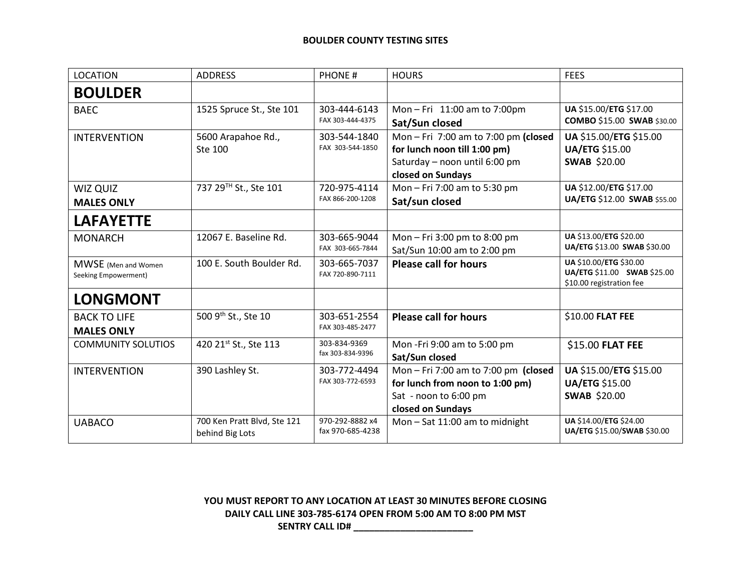# BOULDER COUNTY TESTING SITES

| LOCATION | ADDRESS | PHONE # | HOURS | FEES |
|---|---|---|---|---|
| **BOULDER** | | | | |
| BAEC | 1525 Spruce St., Ste 101 | 303-444-6143<br>FAX 303-444-4375 | Mon – Fri 11:00 am to 7:00pm<br>**Sat/Sun closed** | **UA** $15.00/**ETG** $17.00<br>**COMBO** $15.00 **SWAB** $30.00 |
| INTERVENTION | 5600 Arapahoe Rd., Ste 100 | 303-544-1840<br>FAX 303-544-1850 | Mon – Fri 7:00 am to 7:00 pm **(closed for lunch noon till 1:00 pm)**<br>Saturday – noon until 6:00 pm<br>**closed on Sundays** | **UA** $15.00/**ETG** $15.00<br>**UA/ETG** $15.00<br>**SWAB** $20.00 |
| WIZ QUIZ<br>**MALES ONLY** | 737 29TH St., Ste 101 | 720-975-4114<br>FAX 866-200-1208 | Mon – Fri 7:00 am to 5:30 pm<br>**Sat/sun closed** | **UA** $12.00/**ETG** $17.00<br>**UA/ETG** $12.00 **SWAB** $55.00 |
| **LAFAYETTE** | | | | |
| MONARCH | 12067 E. Baseline Rd. | 303-665-9044<br>FAX 303-665-7844 | Mon – Fri 3:00 pm to 8:00 pm<br>Sat/Sun 10:00 am to 2:00 pm | **UA** $13.00/**ETG** $20.00<br>**UA/ETG** $13.00 **SWAB** $30.00 |
| MWSE (Men and Women Seeking Empowerment) | 100 E. South Boulder Rd. | 303-665-7037<br>FAX 720-890-7111 | **Please call for hours** | **UA** $10.00/**ETG** $30.00<br>**UA/ETG** $11.00 **SWAB** $25.00<br>$10.00 registration fee |
| **LONGMONT** | | | | |
| BACK TO LIFE<br>**MALES ONLY** | 500 9th St., Ste 10 | 303-651-2554<br>FAX 303-485-2477 | **Please call for hours** | $10.00 **FLAT FEE** |
| COMMUNITY SOLUTIOS | 420 21st St., Ste 113 | 303-834-9369<br>fax 303-834-9396 | Mon -Fri 9:00 am to 5:00 pm<br>**Sat/Sun closed** | $15.00 **FLAT FEE** |
| INTERVENTION | 390 Lashley St. | 303-772-4494<br>FAX 303-772-6593 | Mon – Fri 7:00 am to 7:00 pm **(closed for lunch from noon to 1:00 pm)**<br>Sat - noon to 6:00 pm<br>**closed on Sundays** | **UA** $15.00/**ETG** $15.00<br>**UA/ETG** $15.00<br>**SWAB** $20.00 |
| UABACO | 700 Ken Pratt Blvd, Ste 121 behind Big Lots | 970-292-8882 x4<br>fax 970-685-4238 | Mon – Sat 11:00 am to midnight | **UA** $14.00/**ETG** $24.00<br>**UA/ETG** $15.00/**SWAB** $30.00 |

**YOU MUST REPORT TO ANY LOCATION AT LEAST 30 MINUTES BEFORE CLOSING**
**DAILY CALL LINE 303-785-6174 OPEN FROM 5:00 AM TO 8:00 PM MST**
**SENTRY CALL ID# ________________________**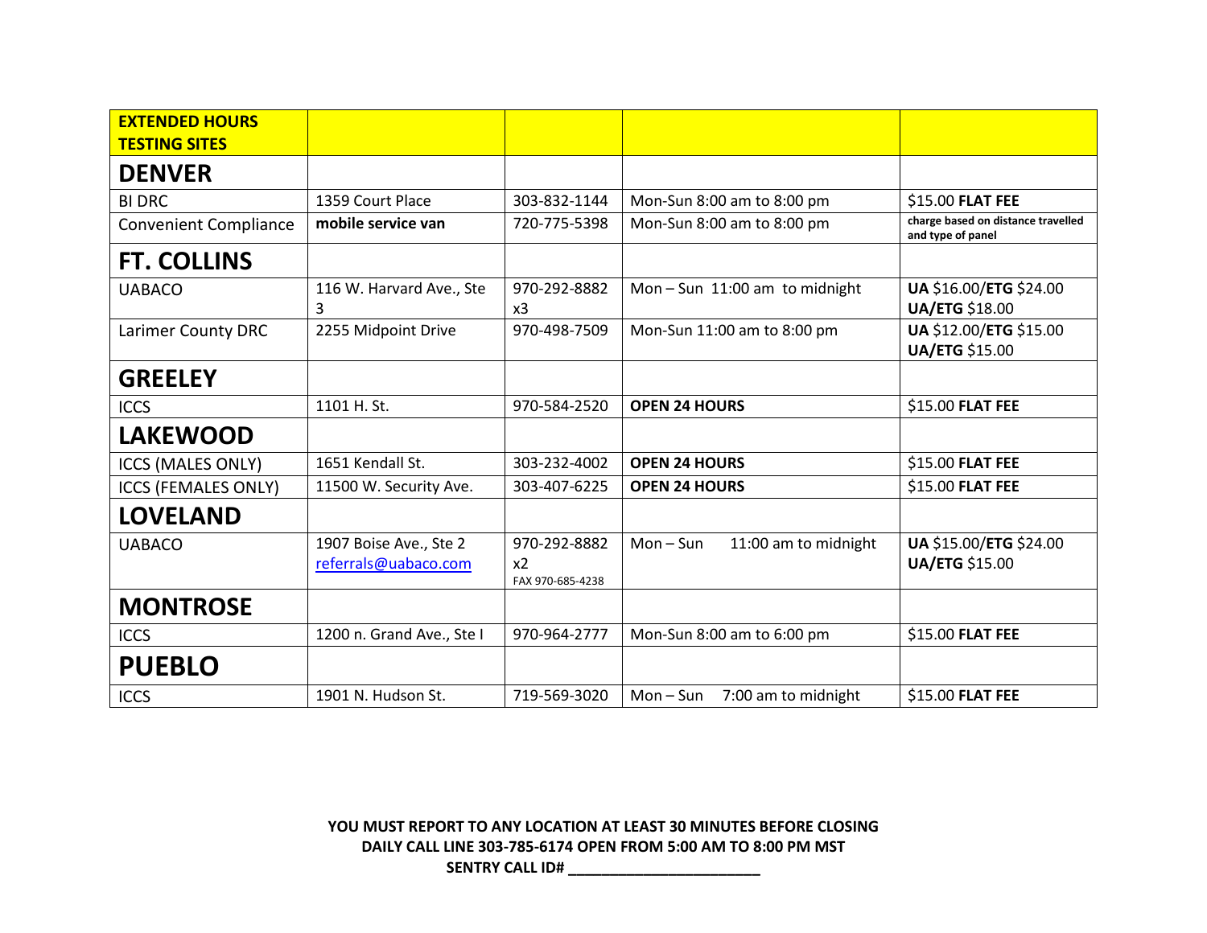| **EXTENDED HOURS TESTING SITES** | | | | |
|---|---|---|---|---|
| **DENVER** | | | | |
| BI DRC | 1359 Court Place | 303-832-1144 | Mon-Sun 8:00 am to 8:00 pm | $15.00 **FLAT FEE** |
| Convenient Compliance | **mobile service van** | 720-775-5398 | Mon-Sun 8:00 am to 8:00 pm | **charge based on distance travelled and type of panel** |
| **FT. COLLINS** | | | | |
| UABACO | 116 W. Harvard Ave., Ste 3 | 970-292-8882 x3 | Mon – Sun 11:00 am to midnight | **UA** $16.00/**ETG** $24.00 **UA/ETG** $18.00 |
| Larimer County DRC | 2255 Midpoint Drive | 970-498-7509 | Mon-Sun 11:00 am to 8:00 pm | **UA** $12.00/**ETG** $15.00 **UA/ETG** $15.00 |
| **GREELEY** | | | | |
| ICCS | 1101 H. St. | 970-584-2520 | **OPEN 24 HOURS** | $15.00 **FLAT FEE** |
| **LAKEWOOD** | | | | |
| ICCS (MALES ONLY) | 1651 Kendall St. | 303-232-4002 | **OPEN 24 HOURS** | $15.00 **FLAT FEE** |
| ICCS (FEMALES ONLY) | 11500 W. Security Ave. | 303-407-6225 | **OPEN 24 HOURS** | $15.00 **FLAT FEE** |
| **LOVELAND** | | | | |
| UABACO | 1907 Boise Ave., Ste 2 referrals@uabaco.com | 970-292-8882 x2 FAX 970-685-4238 | Mon – Sun 11:00 am to midnight | **UA** $15.00/**ETG** $24.00 **UA/ETG** $15.00 |
| **MONTROSE** | | | | |
| ICCS | 1200 n. Grand Ave., Ste I | 970-964-2777 | Mon-Sun 8:00 am to 6:00 pm | $15.00 **FLAT FEE** |
| **PUEBLO** | | | | |
| ICCS | 1901 N. Hudson St. | 719-569-3020 | Mon – Sun 7:00 am to midnight | $15.00 **FLAT FEE** |

**YOU MUST REPORT TO ANY LOCATION AT LEAST 30 MINUTES BEFORE CLOSING**
**DAILY CALL LINE 303-785-6174 OPEN FROM 5:00 AM TO 8:00 PM MST**
**SENTRY CALL ID# ________________________**